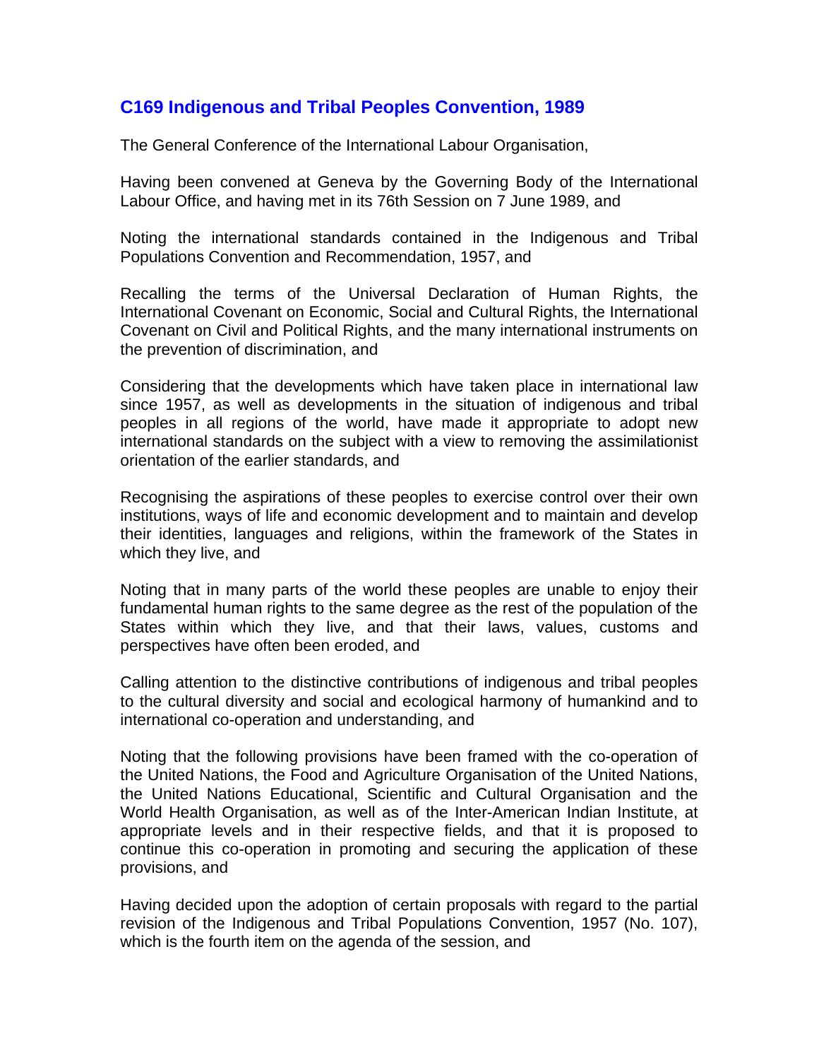# C169 Indigenous and Tribal Peoples Convention, 1989

The General Conference of the International Labour Organisation,

Having been convened at Geneva by the Governing Body of the International Labour Office, and having met in its 76th Session on 7 June 1989, and

Noting the international standards contained in the Indigenous and Tribal Populations Convention and Recommendation, 1957, and

Recalling the terms of the Universal Declaration of Human Rights, the International Covenant on Economic, Social and Cultural Rights, the International Covenant on Civil and Political Rights, and the many international instruments on the prevention of discrimination, and

Considering that the developments which have taken place in international law since 1957, as well as developments in the situation of indigenous and tribal peoples in all regions of the world, have made it appropriate to adopt new international standards on the subject with a view to removing the assimilationist orientation of the earlier standards, and

Recognising the aspirations of these peoples to exercise control over their own institutions, ways of life and economic development and to maintain and develop their identities, languages and religions, within the framework of the States in which they live, and

Noting that in many parts of the world these peoples are unable to enjoy their fundamental human rights to the same degree as the rest of the population of the States within which they live, and that their laws, values, customs and perspectives have often been eroded, and

Calling attention to the distinctive contributions of indigenous and tribal peoples to the cultural diversity and social and ecological harmony of humankind and to international co-operation and understanding, and

Noting that the following provisions have been framed with the co-operation of the United Nations, the Food and Agriculture Organisation of the United Nations, the United Nations Educational, Scientific and Cultural Organisation and the World Health Organisation, as well as of the Inter-American Indian Institute, at appropriate levels and in their respective fields, and that it is proposed to continue this co-operation in promoting and securing the application of these provisions, and

Having decided upon the adoption of certain proposals with regard to the partial revision of the Indigenous and Tribal Populations Convention, 1957 (No. 107), which is the fourth item on the agenda of the session, and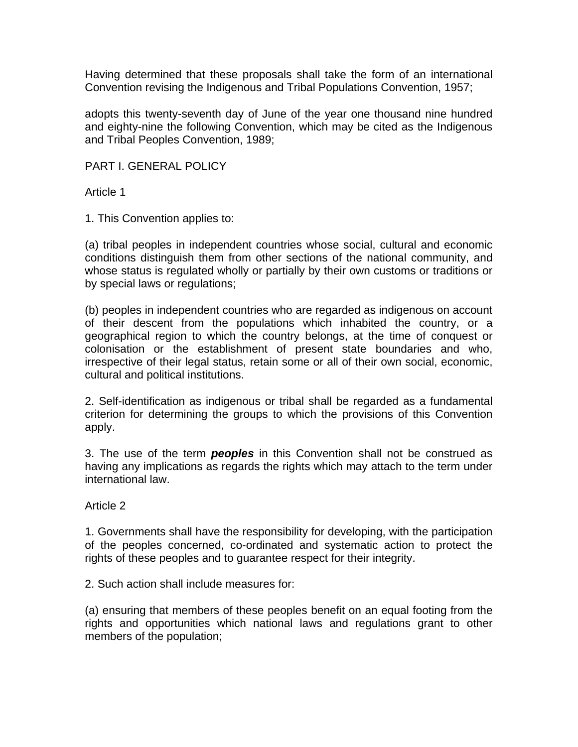Having determined that these proposals shall take the form of an international Convention revising the Indigenous and Tribal Populations Convention, 1957;

adopts this twenty-seventh day of June of the year one thousand nine hundred and eighty-nine the following Convention, which may be cited as the Indigenous and Tribal Peoples Convention, 1989;

## PART I. GENERAL POLICY

### Article 1

1. This Convention applies to:

(a) tribal peoples in independent countries whose social, cultural and economic conditions distinguish them from other sections of the national community, and whose status is regulated wholly or partially by their own customs or traditions or by special laws or regulations;

(b) peoples in independent countries who are regarded as indigenous on account of their descent from the populations which inhabited the country, or a geographical region to which the country belongs, at the time of conquest or colonisation or the establishment of present state boundaries and who, irrespective of their legal status, retain some or all of their own social, economic, cultural and political institutions.

2. Self-identification as indigenous or tribal shall be regarded as a fundamental criterion for determining the groups to which the provisions of this Convention apply.

3. The use of the term ***peoples*** in this Convention shall not be construed as having any implications as regards the rights which may attach to the term under international law.

### Article 2

1. Governments shall have the responsibility for developing, with the participation of the peoples concerned, co-ordinated and systematic action to protect the rights of these peoples and to guarantee respect for their integrity.

2. Such action shall include measures for:

(a) ensuring that members of these peoples benefit on an equal footing from the rights and opportunities which national laws and regulations grant to other members of the population;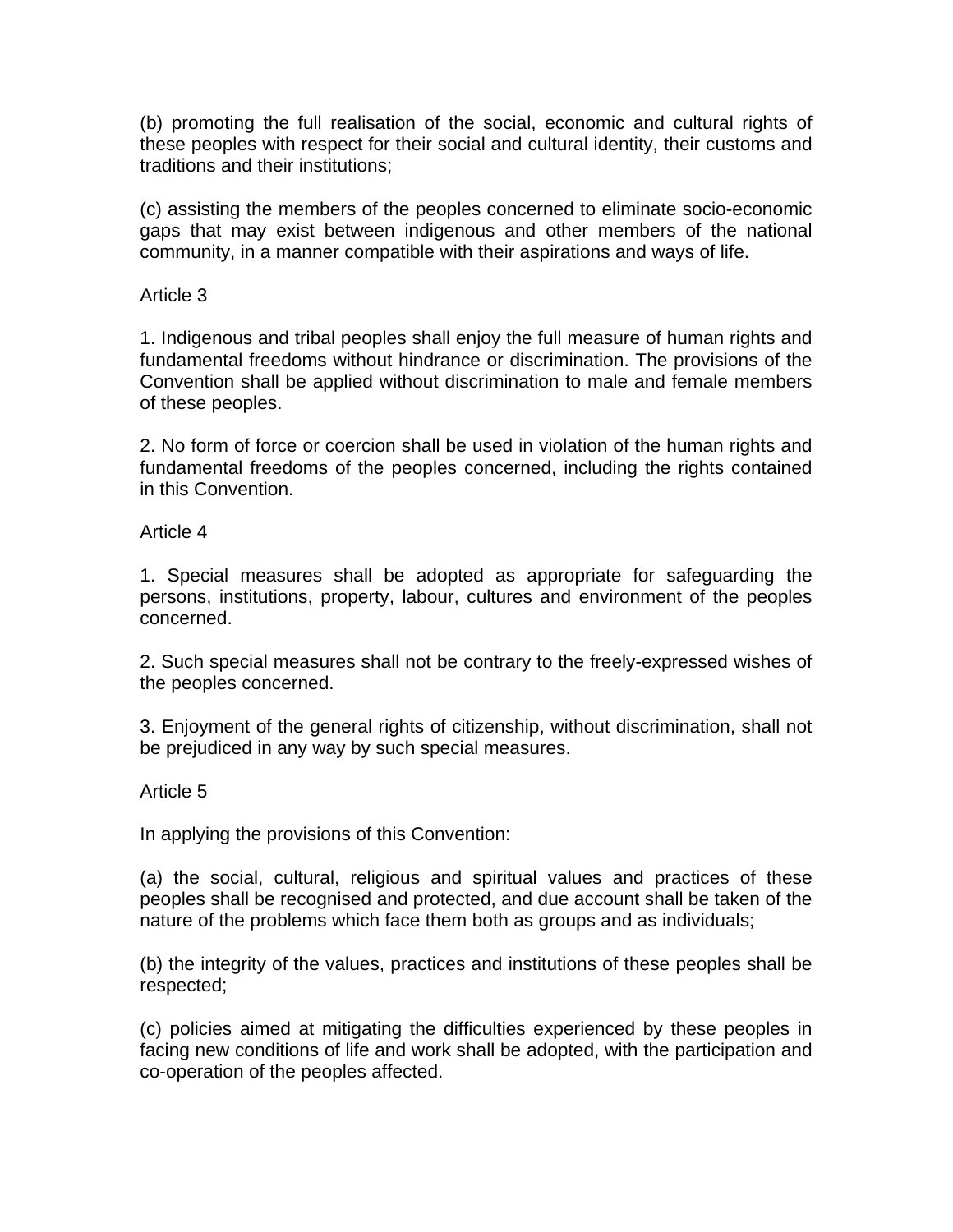(b) promoting the full realisation of the social, economic and cultural rights of these peoples with respect for their social and cultural identity, their customs and traditions and their institutions;

(c) assisting the members of the peoples concerned to eliminate socio-economic gaps that may exist between indigenous and other members of the national community, in a manner compatible with their aspirations and ways of life.

Article 3

1. Indigenous and tribal peoples shall enjoy the full measure of human rights and fundamental freedoms without hindrance or discrimination. The provisions of the Convention shall be applied without discrimination to male and female members of these peoples.

2. No form of force or coercion shall be used in violation of the human rights and fundamental freedoms of the peoples concerned, including the rights contained in this Convention.

Article 4

1. Special measures shall be adopted as appropriate for safeguarding the persons, institutions, property, labour, cultures and environment of the peoples concerned.

2. Such special measures shall not be contrary to the freely-expressed wishes of the peoples concerned.

3. Enjoyment of the general rights of citizenship, without discrimination, shall not be prejudiced in any way by such special measures.

Article 5

In applying the provisions of this Convention:

(a) the social, cultural, religious and spiritual values and practices of these peoples shall be recognised and protected, and due account shall be taken of the nature of the problems which face them both as groups and as individuals;

(b) the integrity of the values, practices and institutions of these peoples shall be respected;

(c) policies aimed at mitigating the difficulties experienced by these peoples in facing new conditions of life and work shall be adopted, with the participation and co-operation of the peoples affected.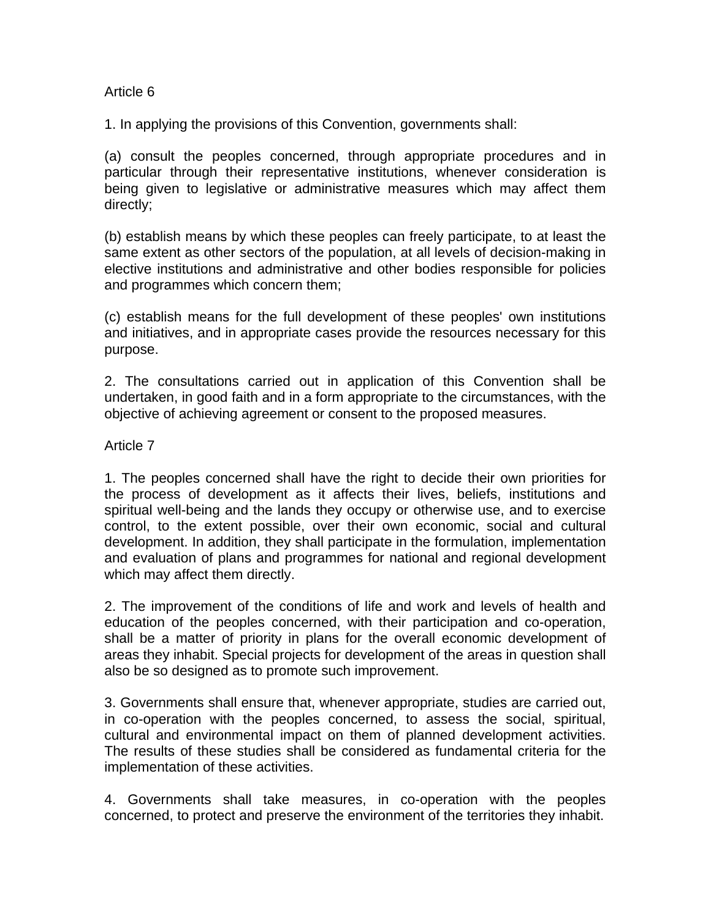Article 6

1. In applying the provisions of this Convention, governments shall:

(a) consult the peoples concerned, through appropriate procedures and in particular through their representative institutions, whenever consideration is being given to legislative or administrative measures which may affect them directly;

(b) establish means by which these peoples can freely participate, to at least the same extent as other sectors of the population, at all levels of decision-making in elective institutions and administrative and other bodies responsible for policies and programmes which concern them;

(c) establish means for the full development of these peoples' own institutions and initiatives, and in appropriate cases provide the resources necessary for this purpose.

2. The consultations carried out in application of this Convention shall be undertaken, in good faith and in a form appropriate to the circumstances, with the objective of achieving agreement or consent to the proposed measures.

Article 7

1. The peoples concerned shall have the right to decide their own priorities for the process of development as it affects their lives, beliefs, institutions and spiritual well-being and the lands they occupy or otherwise use, and to exercise control, to the extent possible, over their own economic, social and cultural development. In addition, they shall participate in the formulation, implementation and evaluation of plans and programmes for national and regional development which may affect them directly.

2. The improvement of the conditions of life and work and levels of health and education of the peoples concerned, with their participation and co-operation, shall be a matter of priority in plans for the overall economic development of areas they inhabit. Special projects for development of the areas in question shall also be so designed as to promote such improvement.

3. Governments shall ensure that, whenever appropriate, studies are carried out, in co-operation with the peoples concerned, to assess the social, spiritual, cultural and environmental impact on them of planned development activities. The results of these studies shall be considered as fundamental criteria for the implementation of these activities.

4. Governments shall take measures, in co-operation with the peoples concerned, to protect and preserve the environment of the territories they inhabit.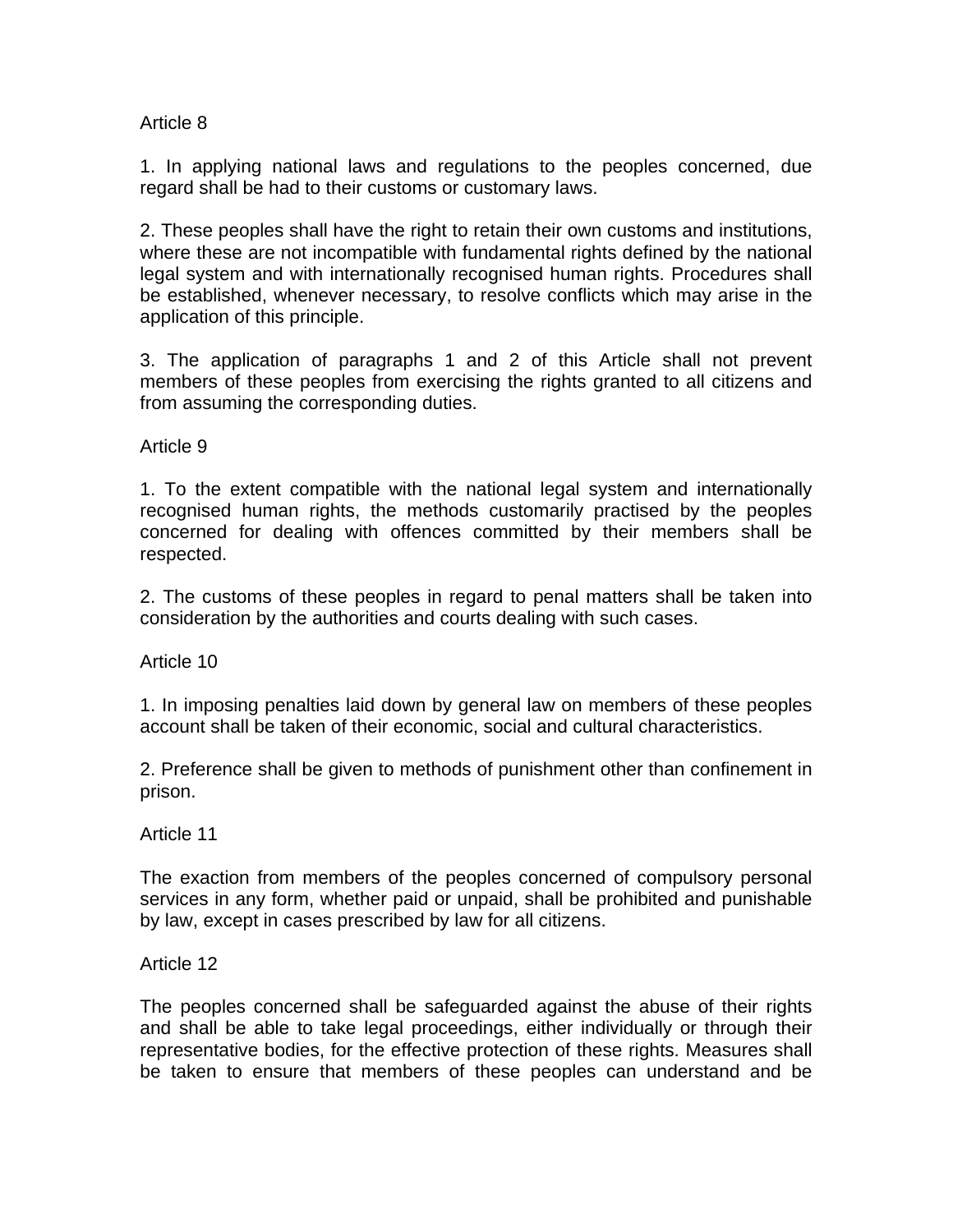Article 8

1. In applying national laws and regulations to the peoples concerned, due regard shall be had to their customs or customary laws.

2. These peoples shall have the right to retain their own customs and institutions, where these are not incompatible with fundamental rights defined by the national legal system and with internationally recognised human rights. Procedures shall be established, whenever necessary, to resolve conflicts which may arise in the application of this principle.

3. The application of paragraphs 1 and 2 of this Article shall not prevent members of these peoples from exercising the rights granted to all citizens and from assuming the corresponding duties.

Article 9

1. To the extent compatible with the national legal system and internationally recognised human rights, the methods customarily practised by the peoples concerned for dealing with offences committed by their members shall be respected.

2. The customs of these peoples in regard to penal matters shall be taken into consideration by the authorities and courts dealing with such cases.

Article 10

1. In imposing penalties laid down by general law on members of these peoples account shall be taken of their economic, social and cultural characteristics.

2. Preference shall be given to methods of punishment other than confinement in prison.

Article 11

The exaction from members of the peoples concerned of compulsory personal services in any form, whether paid or unpaid, shall be prohibited and punishable by law, except in cases prescribed by law for all citizens.

Article 12

The peoples concerned shall be safeguarded against the abuse of their rights and shall be able to take legal proceedings, either individually or through their representative bodies, for the effective protection of these rights. Measures shall be taken to ensure that members of these peoples can understand and be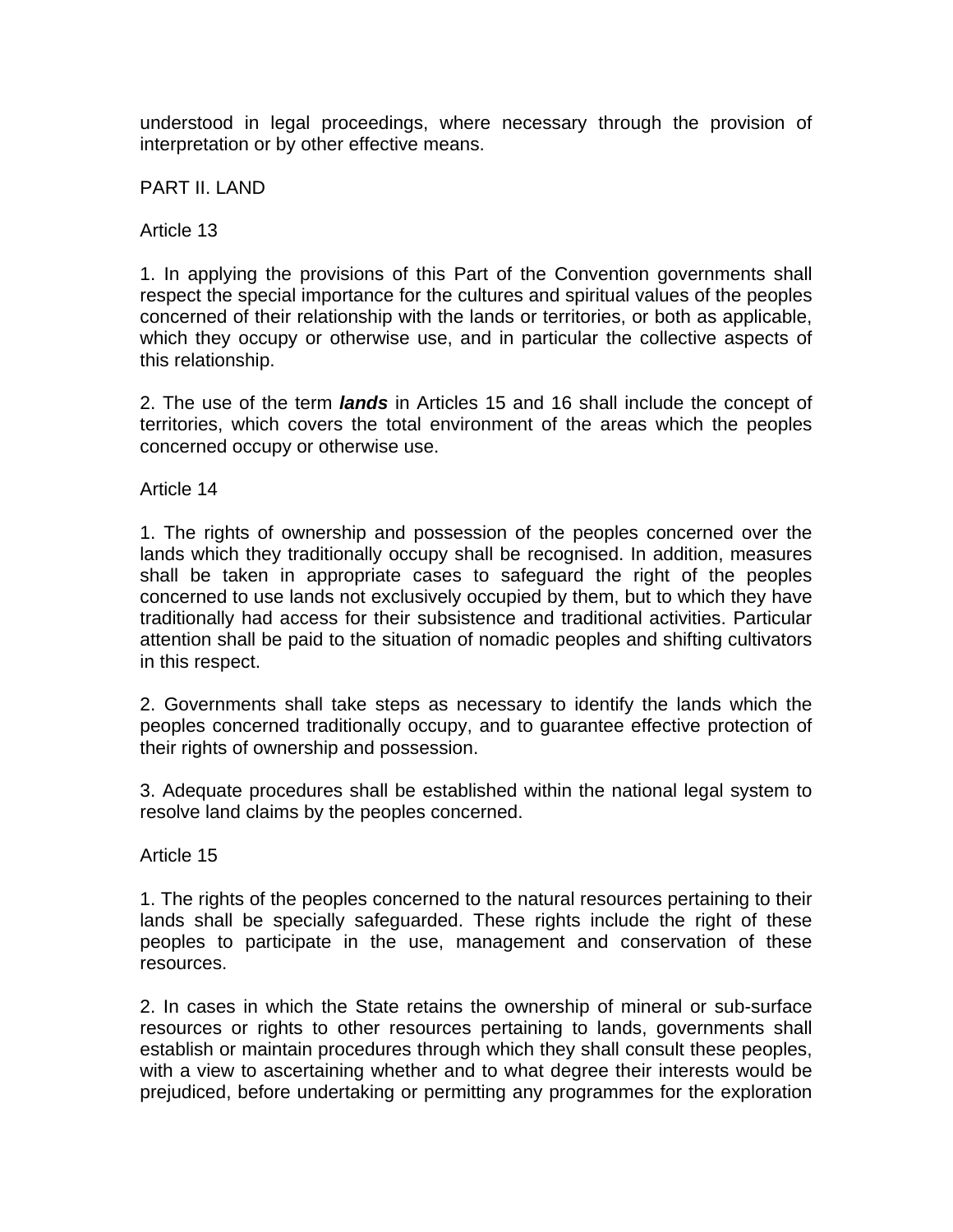understood in legal proceedings, where necessary through the provision of interpretation or by other effective means.

## PART II. LAND

### Article 13

1. In applying the provisions of this Part of the Convention governments shall respect the special importance for the cultures and spiritual values of the peoples concerned of their relationship with the lands or territories, or both as applicable, which they occupy or otherwise use, and in particular the collective aspects of this relationship.

2. The use of the term ***lands*** in Articles 15 and 16 shall include the concept of territories, which covers the total environment of the areas which the peoples concerned occupy or otherwise use.

### Article 14

1. The rights of ownership and possession of the peoples concerned over the lands which they traditionally occupy shall be recognised. In addition, measures shall be taken in appropriate cases to safeguard the right of the peoples concerned to use lands not exclusively occupied by them, but to which they have traditionally had access for their subsistence and traditional activities. Particular attention shall be paid to the situation of nomadic peoples and shifting cultivators in this respect.

2. Governments shall take steps as necessary to identify the lands which the peoples concerned traditionally occupy, and to guarantee effective protection of their rights of ownership and possession.

3. Adequate procedures shall be established within the national legal system to resolve land claims by the peoples concerned.

### Article 15

1. The rights of the peoples concerned to the natural resources pertaining to their lands shall be specially safeguarded. These rights include the right of these peoples to participate in the use, management and conservation of these resources.

2. In cases in which the State retains the ownership of mineral or sub-surface resources or rights to other resources pertaining to lands, governments shall establish or maintain procedures through which they shall consult these peoples, with a view to ascertaining whether and to what degree their interests would be prejudiced, before undertaking or permitting any programmes for the exploration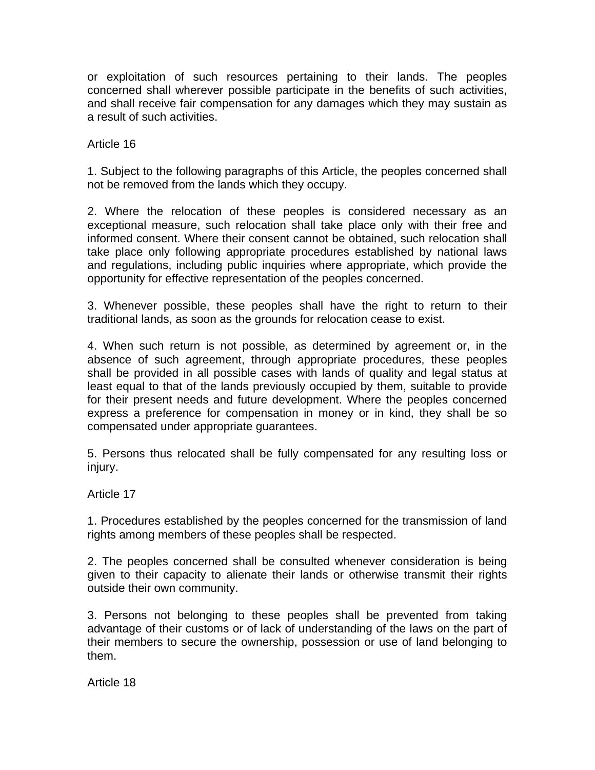or exploitation of such resources pertaining to their lands. The peoples concerned shall wherever possible participate in the benefits of such activities, and shall receive fair compensation for any damages which they may sustain as a result of such activities.

Article 16

1. Subject to the following paragraphs of this Article, the peoples concerned shall not be removed from the lands which they occupy.

2. Where the relocation of these peoples is considered necessary as an exceptional measure, such relocation shall take place only with their free and informed consent. Where their consent cannot be obtained, such relocation shall take place only following appropriate procedures established by national laws and regulations, including public inquiries where appropriate, which provide the opportunity for effective representation of the peoples concerned.

3. Whenever possible, these peoples shall have the right to return to their traditional lands, as soon as the grounds for relocation cease to exist.

4. When such return is not possible, as determined by agreement or, in the absence of such agreement, through appropriate procedures, these peoples shall be provided in all possible cases with lands of quality and legal status at least equal to that of the lands previously occupied by them, suitable to provide for their present needs and future development. Where the peoples concerned express a preference for compensation in money or in kind, they shall be so compensated under appropriate guarantees.

5. Persons thus relocated shall be fully compensated for any resulting loss or injury.

Article 17

1. Procedures established by the peoples concerned for the transmission of land rights among members of these peoples shall be respected.

2. The peoples concerned shall be consulted whenever consideration is being given to their capacity to alienate their lands or otherwise transmit their rights outside their own community.

3. Persons not belonging to these peoples shall be prevented from taking advantage of their customs or of lack of understanding of the laws on the part of their members to secure the ownership, possession or use of land belonging to them.

Article 18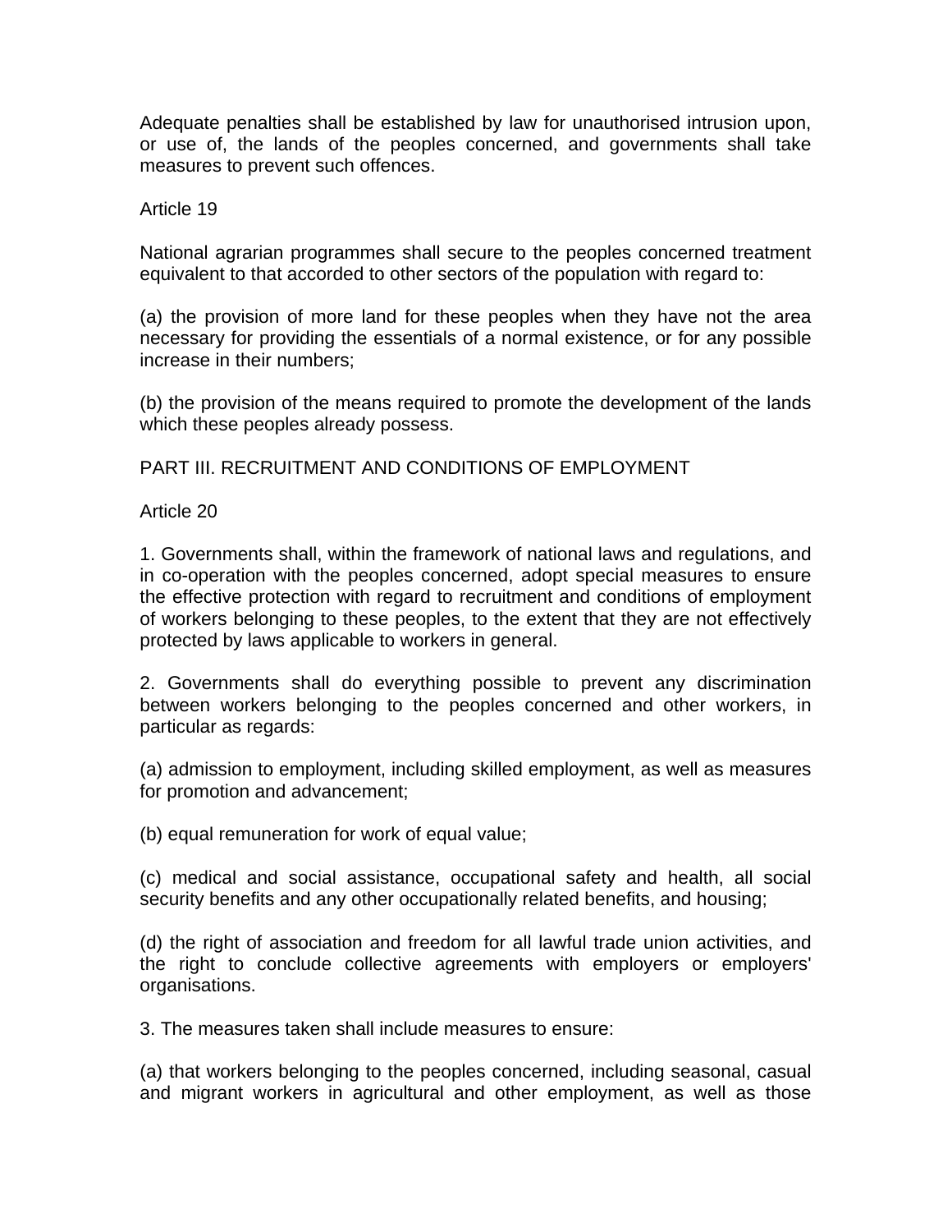Adequate penalties shall be established by law for unauthorised intrusion upon, or use of, the lands of the peoples concerned, and governments shall take measures to prevent such offences.

Article 19

National agrarian programmes shall secure to the peoples concerned treatment equivalent to that accorded to other sectors of the population with regard to:

(a) the provision of more land for these peoples when they have not the area necessary for providing the essentials of a normal existence, or for any possible increase in their numbers;

(b) the provision of the means required to promote the development of the lands which these peoples already possess.

## PART III. RECRUITMENT AND CONDITIONS OF EMPLOYMENT

Article 20

1. Governments shall, within the framework of national laws and regulations, and in co-operation with the peoples concerned, adopt special measures to ensure the effective protection with regard to recruitment and conditions of employment of workers belonging to these peoples, to the extent that they are not effectively protected by laws applicable to workers in general.

2. Governments shall do everything possible to prevent any discrimination between workers belonging to the peoples concerned and other workers, in particular as regards:

(a) admission to employment, including skilled employment, as well as measures for promotion and advancement;

(b) equal remuneration for work of equal value;

(c) medical and social assistance, occupational safety and health, all social security benefits and any other occupationally related benefits, and housing;

(d) the right of association and freedom for all lawful trade union activities, and the right to conclude collective agreements with employers or employers' organisations.

3. The measures taken shall include measures to ensure:

(a) that workers belonging to the peoples concerned, including seasonal, casual and migrant workers in agricultural and other employment, as well as those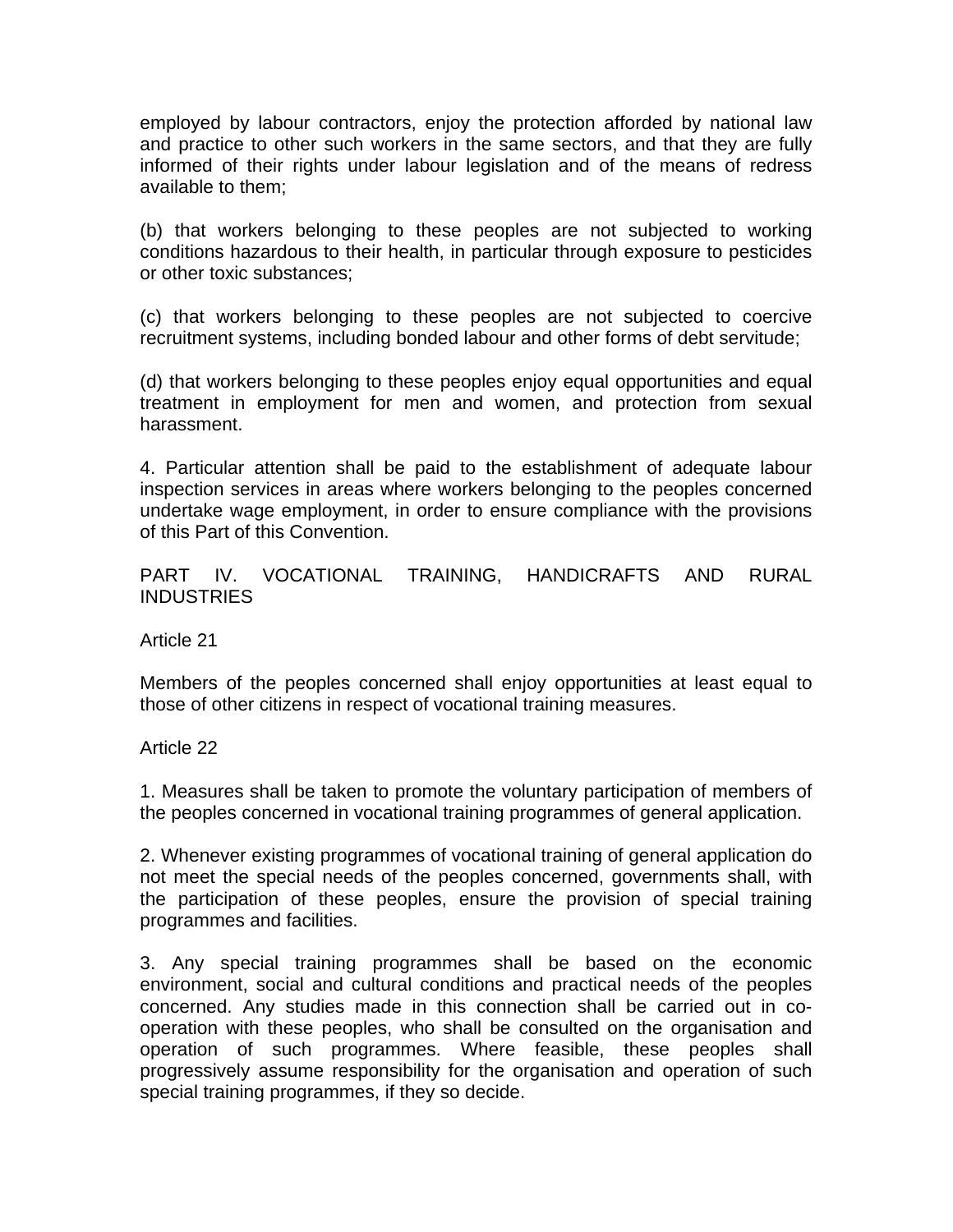employed by labour contractors, enjoy the protection afforded by national law and practice to other such workers in the same sectors, and that they are fully informed of their rights under labour legislation and of the means of redress available to them;

(b) that workers belonging to these peoples are not subjected to working conditions hazardous to their health, in particular through exposure to pesticides or other toxic substances;

(c) that workers belonging to these peoples are not subjected to coercive recruitment systems, including bonded labour and other forms of debt servitude;

(d) that workers belonging to these peoples enjoy equal opportunities and equal treatment in employment for men and women, and protection from sexual harassment.

4. Particular attention shall be paid to the establishment of adequate labour inspection services in areas where workers belonging to the peoples concerned undertake wage employment, in order to ensure compliance with the provisions of this Part of this Convention.

## PART IV. VOCATIONAL TRAINING, HANDICRAFTS AND RURAL INDUSTRIES

### Article 21

Members of the peoples concerned shall enjoy opportunities at least equal to those of other citizens in respect of vocational training measures.

### Article 22

1. Measures shall be taken to promote the voluntary participation of members of the peoples concerned in vocational training programmes of general application.

2. Whenever existing programmes of vocational training of general application do not meet the special needs of the peoples concerned, governments shall, with the participation of these peoples, ensure the provision of special training programmes and facilities.

3. Any special training programmes shall be based on the economic environment, social and cultural conditions and practical needs of the peoples concerned. Any studies made in this connection shall be carried out in co-operation with these peoples, who shall be consulted on the organisation and operation of such programmes. Where feasible, these peoples shall progressively assume responsibility for the organisation and operation of such special training programmes, if they so decide.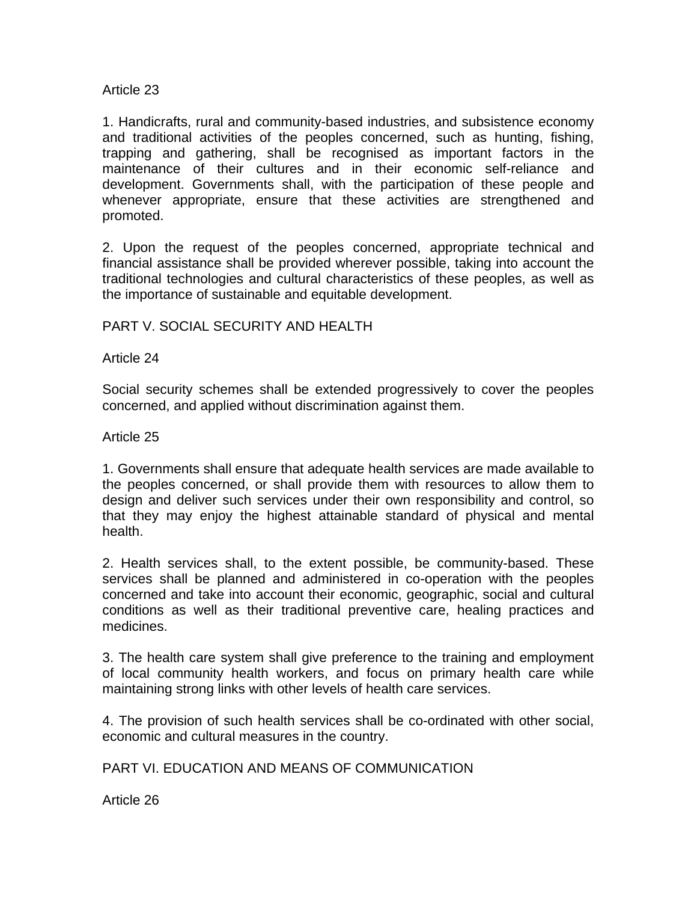Article 23

1. Handicrafts, rural and community-based industries, and subsistence economy and traditional activities of the peoples concerned, such as hunting, fishing, trapping and gathering, shall be recognised as important factors in the maintenance of their cultures and in their economic self-reliance and development. Governments shall, with the participation of these people and whenever appropriate, ensure that these activities are strengthened and promoted.

2. Upon the request of the peoples concerned, appropriate technical and financial assistance shall be provided wherever possible, taking into account the traditional technologies and cultural characteristics of these peoples, as well as the importance of sustainable and equitable development.

## PART V. SOCIAL SECURITY AND HEALTH

Article 24

Social security schemes shall be extended progressively to cover the peoples concerned, and applied without discrimination against them.

Article 25

1. Governments shall ensure that adequate health services are made available to the peoples concerned, or shall provide them with resources to allow them to design and deliver such services under their own responsibility and control, so that they may enjoy the highest attainable standard of physical and mental health.

2. Health services shall, to the extent possible, be community-based. These services shall be planned and administered in co-operation with the peoples concerned and take into account their economic, geographic, social and cultural conditions as well as their traditional preventive care, healing practices and medicines.

3. The health care system shall give preference to the training and employment of local community health workers, and focus on primary health care while maintaining strong links with other levels of health care services.

4. The provision of such health services shall be co-ordinated with other social, economic and cultural measures in the country.

## PART VI. EDUCATION AND MEANS OF COMMUNICATION

Article 26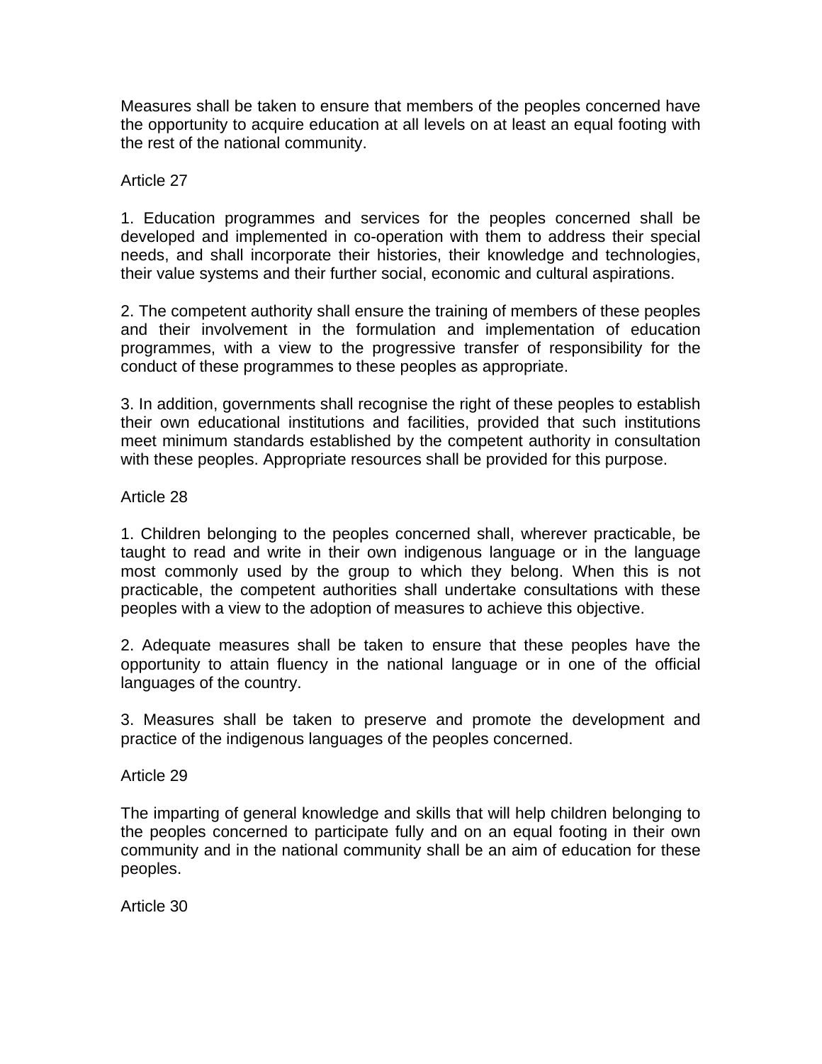Measures shall be taken to ensure that members of the peoples concerned have the opportunity to acquire education at all levels on at least an equal footing with the rest of the national community.

Article 27

1. Education programmes and services for the peoples concerned shall be developed and implemented in co-operation with them to address their special needs, and shall incorporate their histories, their knowledge and technologies, their value systems and their further social, economic and cultural aspirations.

2. The competent authority shall ensure the training of members of these peoples and their involvement in the formulation and implementation of education programmes, with a view to the progressive transfer of responsibility for the conduct of these programmes to these peoples as appropriate.

3. In addition, governments shall recognise the right of these peoples to establish their own educational institutions and facilities, provided that such institutions meet minimum standards established by the competent authority in consultation with these peoples. Appropriate resources shall be provided for this purpose.

Article 28

1. Children belonging to the peoples concerned shall, wherever practicable, be taught to read and write in their own indigenous language or in the language most commonly used by the group to which they belong. When this is not practicable, the competent authorities shall undertake consultations with these peoples with a view to the adoption of measures to achieve this objective.

2. Adequate measures shall be taken to ensure that these peoples have the opportunity to attain fluency in the national language or in one of the official languages of the country.

3. Measures shall be taken to preserve and promote the development and practice of the indigenous languages of the peoples concerned.

Article 29

The imparting of general knowledge and skills that will help children belonging to the peoples concerned to participate fully and on an equal footing in their own community and in the national community shall be an aim of education for these peoples.

Article 30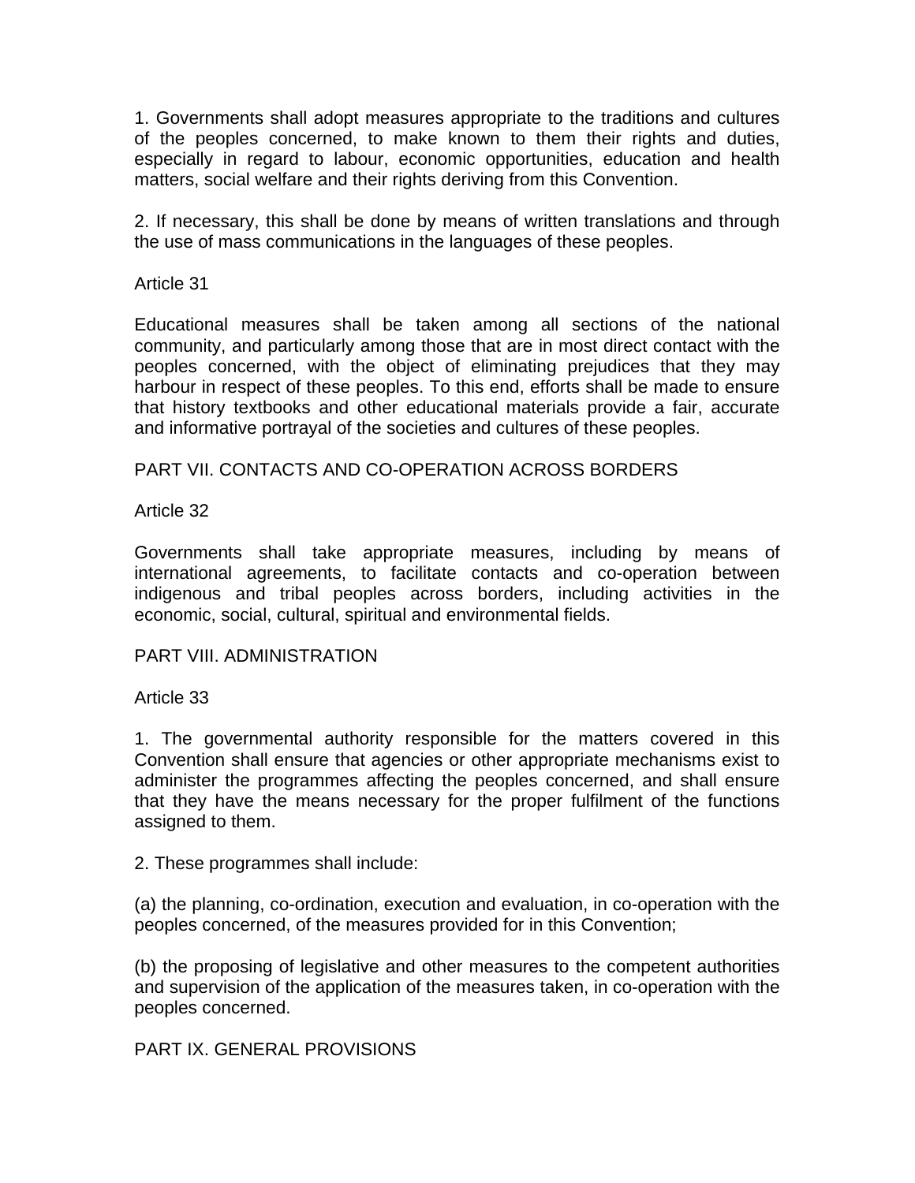1. Governments shall adopt measures appropriate to the traditions and cultures of the peoples concerned, to make known to them their rights and duties, especially in regard to labour, economic opportunities, education and health matters, social welfare and their rights deriving from this Convention.

2. If necessary, this shall be done by means of written translations and through the use of mass communications in the languages of these peoples.

Article 31

Educational measures shall be taken among all sections of the national community, and particularly among those that are in most direct contact with the peoples concerned, with the object of eliminating prejudices that they may harbour in respect of these peoples. To this end, efforts shall be made to ensure that history textbooks and other educational materials provide a fair, accurate and informative portrayal of the societies and cultures of these peoples.

## PART VII. CONTACTS AND CO-OPERATION ACROSS BORDERS

Article 32

Governments shall take appropriate measures, including by means of international agreements, to facilitate contacts and co-operation between indigenous and tribal peoples across borders, including activities in the economic, social, cultural, spiritual and environmental fields.

## PART VIII. ADMINISTRATION

Article 33

1. The governmental authority responsible for the matters covered in this Convention shall ensure that agencies or other appropriate mechanisms exist to administer the programmes affecting the peoples concerned, and shall ensure that they have the means necessary for the proper fulfilment of the functions assigned to them.

2. These programmes shall include:

(a) the planning, co-ordination, execution and evaluation, in co-operation with the peoples concerned, of the measures provided for in this Convention;

(b) the proposing of legislative and other measures to the competent authorities and supervision of the application of the measures taken, in co-operation with the peoples concerned.

## PART IX. GENERAL PROVISIONS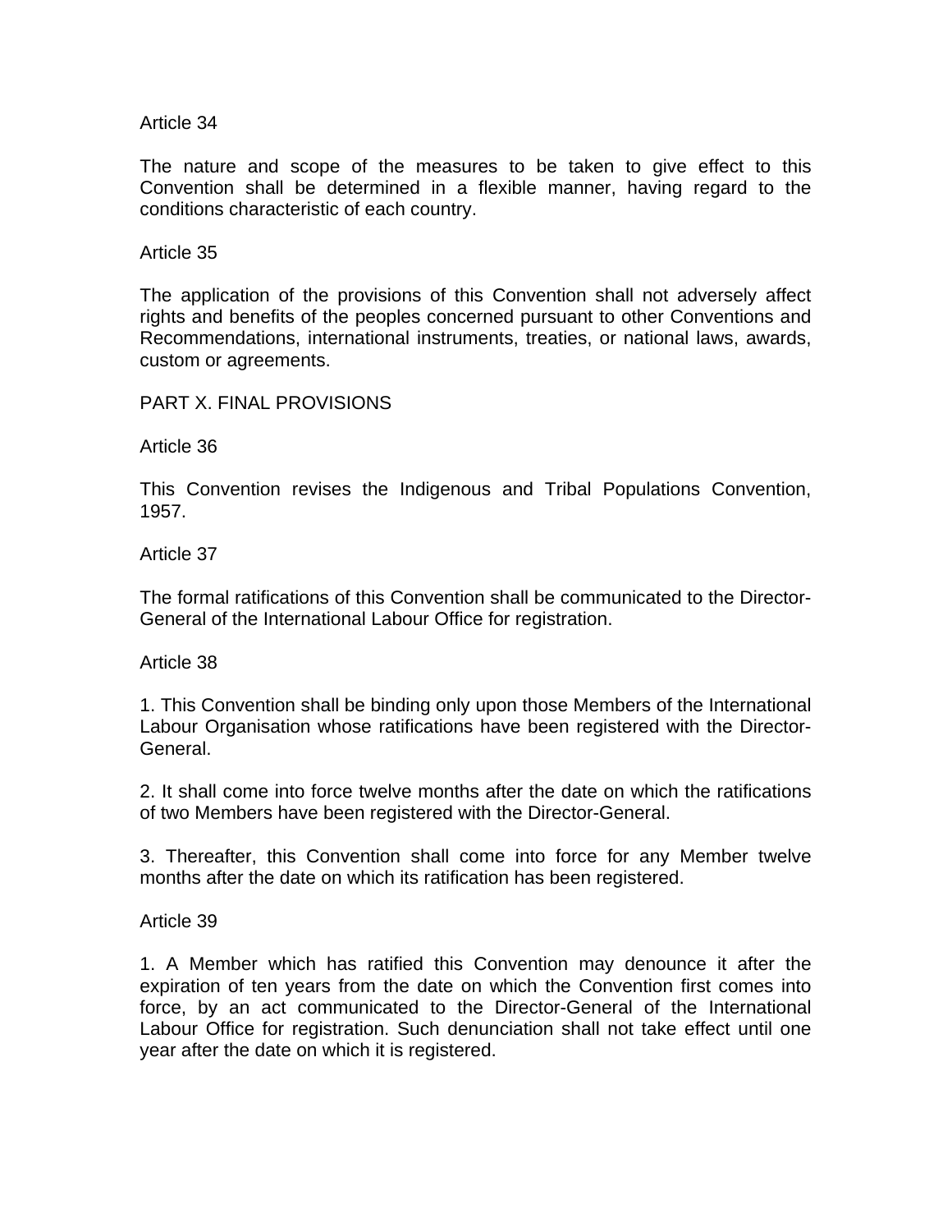Article 34

The nature and scope of the measures to be taken to give effect to this Convention shall be determined in a flexible manner, having regard to the conditions characteristic of each country.

Article 35

The application of the provisions of this Convention shall not adversely affect rights and benefits of the peoples concerned pursuant to other Conventions and Recommendations, international instruments, treaties, or national laws, awards, custom or agreements.

PART X. FINAL PROVISIONS

Article 36

This Convention revises the Indigenous and Tribal Populations Convention, 1957.

Article 37

The formal ratifications of this Convention shall be communicated to the Director-General of the International Labour Office for registration.

Article 38

1. This Convention shall be binding only upon those Members of the International Labour Organisation whose ratifications have been registered with the Director-General.

2. It shall come into force twelve months after the date on which the ratifications of two Members have been registered with the Director-General.

3. Thereafter, this Convention shall come into force for any Member twelve months after the date on which its ratification has been registered.

Article 39

1. A Member which has ratified this Convention may denounce it after the expiration of ten years from the date on which the Convention first comes into force, by an act communicated to the Director-General of the International Labour Office for registration. Such denunciation shall not take effect until one year after the date on which it is registered.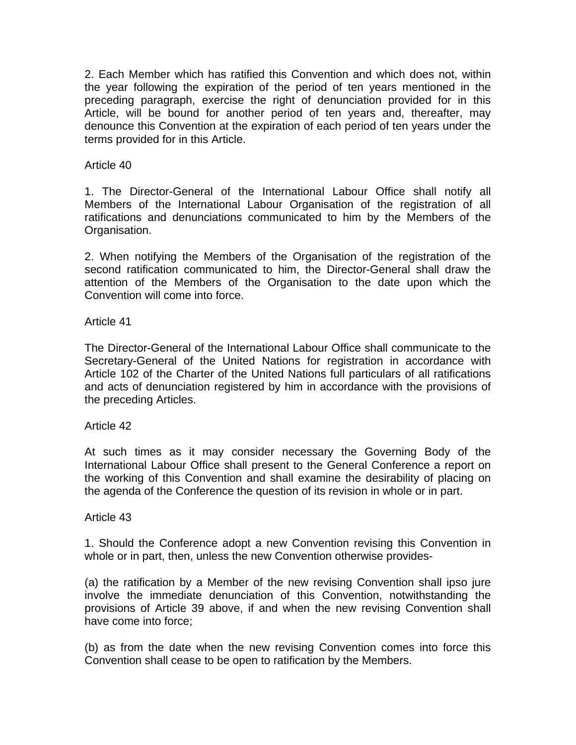2. Each Member which has ratified this Convention and which does not, within the year following the expiration of the period of ten years mentioned in the preceding paragraph, exercise the right of denunciation provided for in this Article, will be bound for another period of ten years and, thereafter, may denounce this Convention at the expiration of each period of ten years under the terms provided for in this Article.

Article 40

1. The Director-General of the International Labour Office shall notify all Members of the International Labour Organisation of the registration of all ratifications and denunciations communicated to him by the Members of the Organisation.

2. When notifying the Members of the Organisation of the registration of the second ratification communicated to him, the Director-General shall draw the attention of the Members of the Organisation to the date upon which the Convention will come into force.

Article 41

The Director-General of the International Labour Office shall communicate to the Secretary-General of the United Nations for registration in accordance with Article 102 of the Charter of the United Nations full particulars of all ratifications and acts of denunciation registered by him in accordance with the provisions of the preceding Articles.

Article 42

At such times as it may consider necessary the Governing Body of the International Labour Office shall present to the General Conference a report on the working of this Convention and shall examine the desirability of placing on the agenda of the Conference the question of its revision in whole or in part.

Article 43

1. Should the Conference adopt a new Convention revising this Convention in whole or in part, then, unless the new Convention otherwise provides-

(a) the ratification by a Member of the new revising Convention shall ipso jure involve the immediate denunciation of this Convention, notwithstanding the provisions of Article 39 above, if and when the new revising Convention shall have come into force;

(b) as from the date when the new revising Convention comes into force this Convention shall cease to be open to ratification by the Members.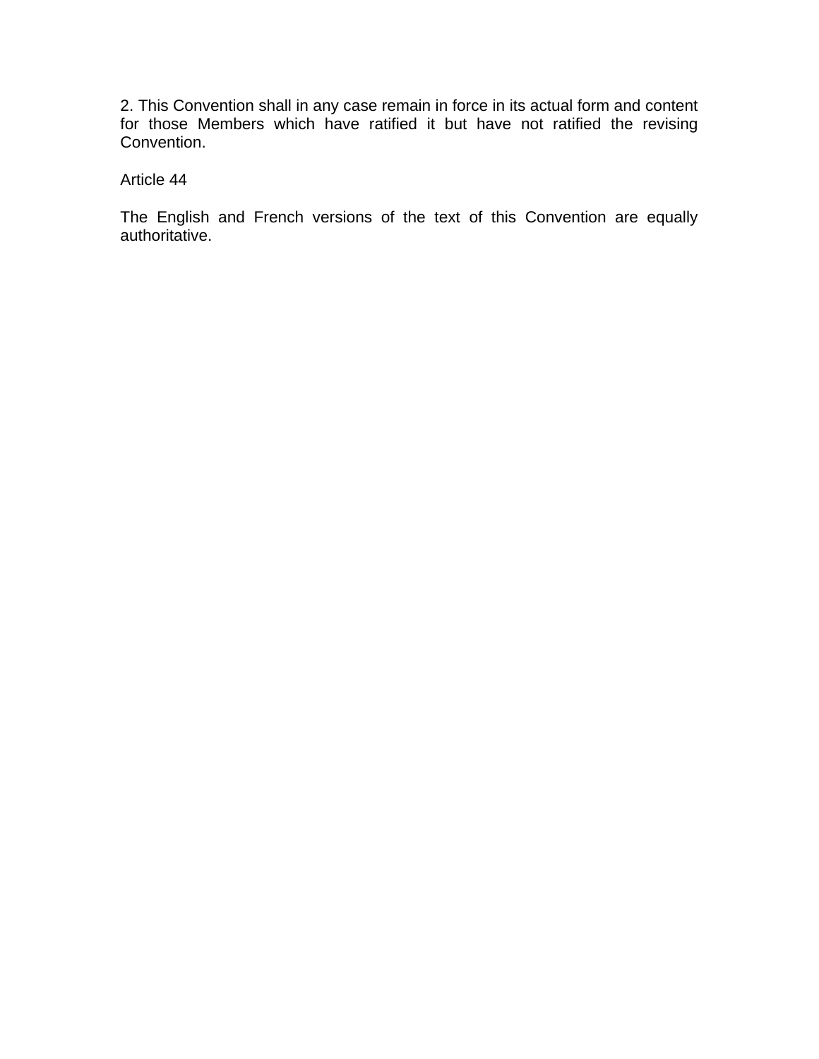2. This Convention shall in any case remain in force in its actual form and content for those Members which have ratified it but have not ratified the revising Convention.

Article 44

The English and French versions of the text of this Convention are equally authoritative.